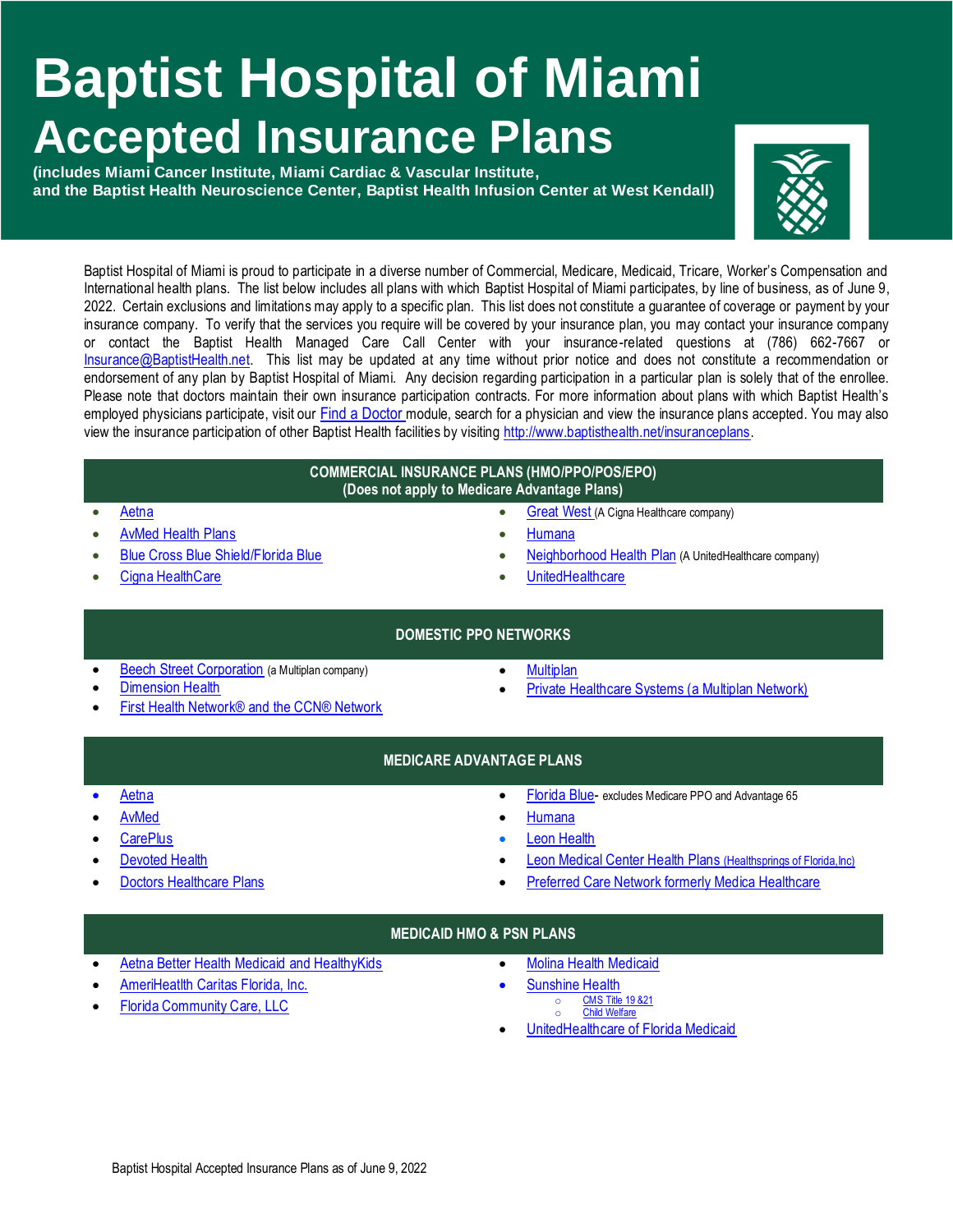# Baptist Hospital of Miami

## Accepted Insurance Plans

**(includes Miami Cancer Institute, Miami Cardiac & Vascular Institute, and the Baptist Health Neuroscience Center, Baptist Health Infusion Center at West Kendall)**

Baptist Hospital of Miami is proud to participate in a diverse number of Commercial, Medicare, Medicaid, Tricare, Worker's Compensation and International health plans. The list below includes all plans with which Baptist Hospital of Miami participates, by line of business, as of June 9, 2022. Certain exclusions and limitations may apply to a specific plan. This list does not constitute a guarantee of coverage or payment by your insurance company. To verify that the services you require will be covered by your insurance plan, you may contact your insurance company or contact the Baptist Health Managed Care Call Center with your insurance-related questions at (786) 662-7667 or Insurance@BaptistHealth.net. This list may be updated at any time without prior notice and does not constitute a recommendation or endorsement of any plan by Baptist Hospital of Miami. Any decision regarding participation in a particular plan is solely that of the enrollee. Please note that doctors maintain their own insurance participation contracts. For more information about plans with which Baptist Health's employed physicians participate, visit our Find a Doctor module, search for a physician and view the insurance plans accepted. You may also view the insurance participation of other Baptist Health facilities by visiting http://www.baptisthealth.net/insuranceplans.

### COMMERCIAL INSURANCE PLANS (HMO/PPO/POS/EPO) (Does not apply to Medicare Advantage Plans)

- Aetna
- AvMed Health Plans
- Blue Cross Blue Shield/Florida Blue
- Cigna HealthCare
- Great West (A Cigna Healthcare company)
- Humana
- Neighborhood Health Plan (A UnitedHealthcare company)
- UnitedHealthcare

### DOMESTIC PPO NETWORKS

- Beech Street Corporation (a Multiplan company)
- Dimension Health
- First Health Network® and the CCN® Network
- Multiplan
- Private Healthcare Systems (a Multiplan Network)

### MEDICARE ADVANTAGE PLANS

- Aetna
- AvMed
- CarePlus
- Devoted Health
- Doctors Healthcare Plans
- Florida Blue- excludes Medicare PPO and Advantage 65
- Humana
- Leon Health
- Leon Medical Center Health Plans (Healthsprings of Florida, Inc)
- Preferred Care Network formerly Medica Healthcare

### MEDICAID HMO & PSN PLANS

- Aetna Better Health Medicaid and HealthyKids
- AmeriHeatlth Caritas Florida, Inc.
- Florida Community Care, LLC
- Molina Health Medicaid
- Sunshine Health
  - CMS Title 19 &21
  - Child Welfare
- UnitedHealthcare of Florida Medicaid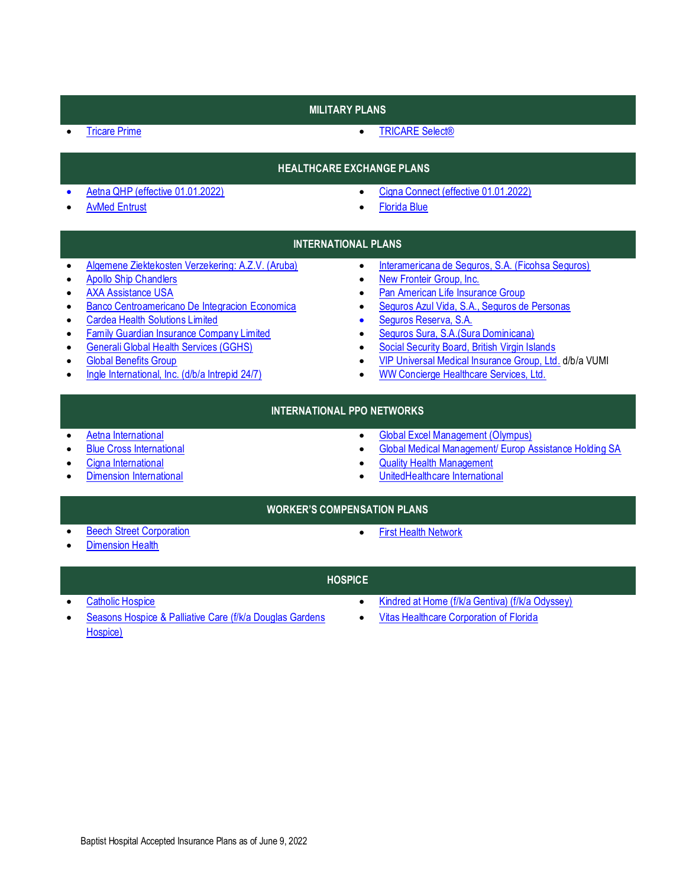## MILITARY PLANS

- Tricare Prime
- TRICARE Select®

## HEALTHCARE EXCHANGE PLANS

- Aetna QHP (effective 01.01.2022)
- AvMed Entrust
- Cigna Connect (effective 01.01.2022)
- Florida Blue

## INTERNATIONAL PLANS

- Algemene Ziektekosten Verzekering: A.Z.V. (Aruba)
- Apollo Ship Chandlers
- AXA Assistance USA
- Banco Centroamericano De Integracion Economica
- Cardea Health Solutions Limited
- Family Guardian Insurance Company Limited
- Generali Global Health Services (GGHS)
- Global Benefits Group
- Ingle International, Inc. (d/b/a Intrepid 24/7)
- Interamericana de Seguros, S.A. (Ficohsa Seguros)
- New Fronteir Group, Inc.
- Pan American Life Insurance Group
- Seguros Azul Vida, S.A., Seguros de Personas
- Seguros Reserva, S.A.
- Seguros Sura, S.A.(Sura Dominicana)
- Social Security Board, British Virgin Islands
- VIP Universal Medical Insurance Group, Ltd. d/b/a VUMI
- WW Concierge Healthcare Services, Ltd.

## INTERNATIONAL PPO NETWORKS

- Aetna International
- Blue Cross International
- Cigna International
- Dimension International
- Global Excel Management (Olympus)
- Global Medical Management/ Europ Assistance Holding SA
- Quality Health Management
- UnitedHealthcare International

## WORKER'S COMPENSATION PLANS

- Beech Street Corporation
- Dimension Health
- First Health Network

## HOSPICE

- Catholic Hospice
- Seasons Hospice & Palliative Care (f/k/a Douglas Gardens Hospice)
- Kindred at Home (f/k/a Gentiva) (f/k/a Odyssey)
- Vitas Healthcare Corporation of Florida

Baptist Hospital Accepted Insurance Plans as of June 9, 2022